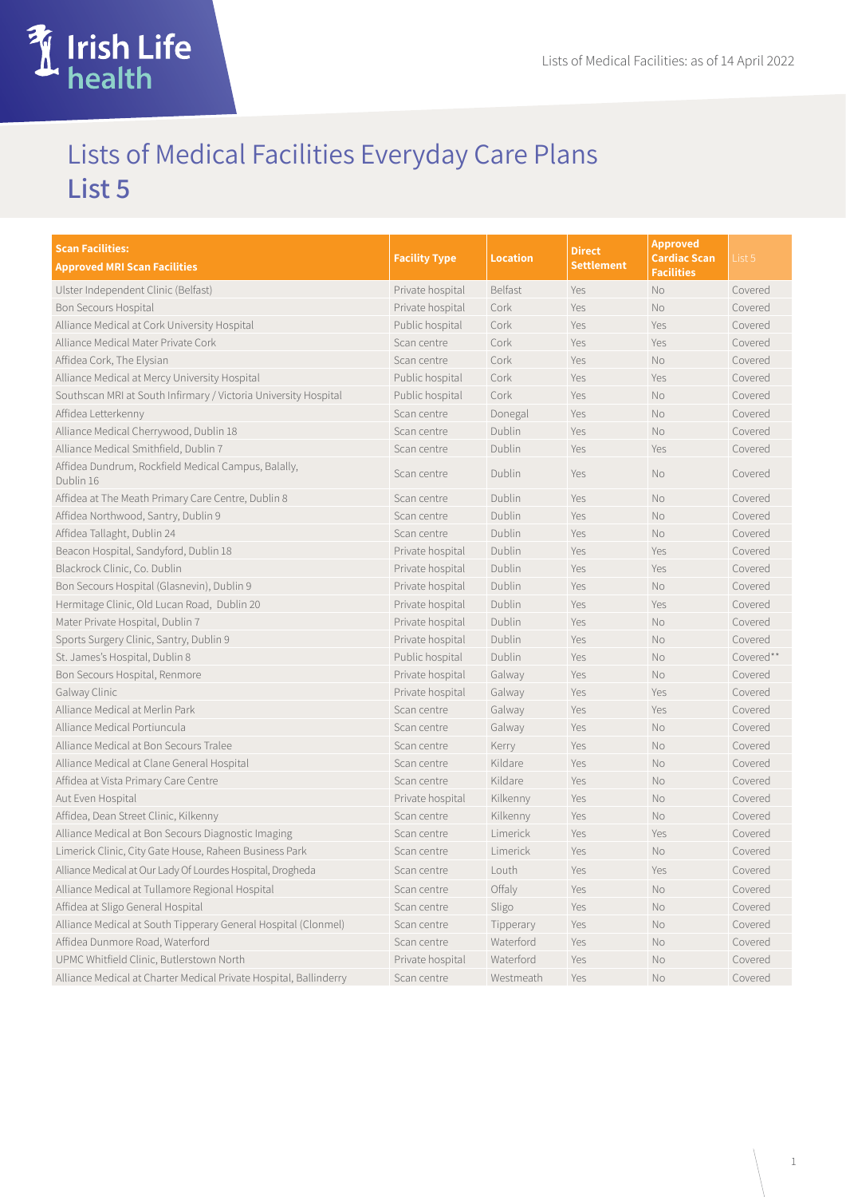Lists of Medical Facilities: as of 14 April 2022

# Lists of Medical Facilities Everyday Care Plans
## List 5

| Scan Facilities: Approved MRI Scan Facilities | Facility Type | Location | Direct Settlement | Approved Cardiac Scan Facilities | List 5 |
|---|---|---|---|---|---|
| Ulster Independent Clinic (Belfast) | Private hospital | Belfast | Yes | No | Covered |
| Bon Secours Hospital | Private hospital | Cork | Yes | No | Covered |
| Alliance Medical at Cork University Hospital | Public hospital | Cork | Yes | Yes | Covered |
| Alliance Medical Mater Private Cork | Scan centre | Cork | Yes | Yes | Covered |
| Affidea Cork, The Elysian | Scan centre | Cork | Yes | No | Covered |
| Alliance Medical at Mercy University Hospital | Public hospital | Cork | Yes | Yes | Covered |
| Southscan MRI at South Infirmary / Victoria University Hospital | Public hospital | Cork | Yes | No | Covered |
| Affidea Letterkenny | Scan centre | Donegal | Yes | No | Covered |
| Alliance Medical Cherrywood, Dublin 18 | Scan centre | Dublin | Yes | No | Covered |
| Alliance Medical Smithfield, Dublin 7 | Scan centre | Dublin | Yes | Yes | Covered |
| Affidea Dundrum, Rockfield Medical Campus, Balally, Dublin 16 | Scan centre | Dublin | Yes | No | Covered |
| Affidea at The Meath Primary Care Centre, Dublin 8 | Scan centre | Dublin | Yes | No | Covered |
| Affidea Northwood, Santry, Dublin 9 | Scan centre | Dublin | Yes | No | Covered |
| Affidea Tallaght, Dublin 24 | Scan centre | Dublin | Yes | No | Covered |
| Beacon Hospital, Sandyford, Dublin 18 | Private hospital | Dublin | Yes | Yes | Covered |
| Blackrock Clinic, Co. Dublin | Private hospital | Dublin | Yes | Yes | Covered |
| Bon Secours Hospital (Glasnevin), Dublin 9 | Private hospital | Dublin | Yes | No | Covered |
| Hermitage Clinic, Old Lucan Road, Dublin 20 | Private hospital | Dublin | Yes | Yes | Covered |
| Mater Private Hospital, Dublin 7 | Private hospital | Dublin | Yes | No | Covered |
| Sports Surgery Clinic, Santry, Dublin 9 | Private hospital | Dublin | Yes | No | Covered |
| St. James's Hospital, Dublin 8 | Public hospital | Dublin | Yes | No | Covered** |
| Bon Secours Hospital, Renmore | Private hospital | Galway | Yes | No | Covered |
| Galway Clinic | Private hospital | Galway | Yes | Yes | Covered |
| Alliance Medical at Merlin Park | Scan centre | Galway | Yes | Yes | Covered |
| Alliance Medical Portiuncula | Scan centre | Galway | Yes | No | Covered |
| Alliance Medical at Bon Secours Tralee | Scan centre | Kerry | Yes | No | Covered |
| Alliance Medical at Clane General Hospital | Scan centre | Kildare | Yes | No | Covered |
| Affidea at Vista Primary Care Centre | Scan centre | Kildare | Yes | No | Covered |
| Aut Even Hospital | Private hospital | Kilkenny | Yes | No | Covered |
| Affidea, Dean Street Clinic, Kilkenny | Scan centre | Kilkenny | Yes | No | Covered |
| Alliance Medical at Bon Secours Diagnostic Imaging | Scan centre | Limerick | Yes | Yes | Covered |
| Limerick Clinic, City Gate House, Raheen Business Park | Scan centre | Limerick | Yes | No | Covered |
| Alliance Medical at Our Lady Of Lourdes Hospital, Drogheda | Scan centre | Louth | Yes | Yes | Covered |
| Alliance Medical at Tullamore Regional Hospital | Scan centre | Offaly | Yes | No | Covered |
| Affidea at Sligo General Hospital | Scan centre | Sligo | Yes | No | Covered |
| Alliance Medical at South Tipperary General Hospital (Clonmel) | Scan centre | Tipperary | Yes | No | Covered |
| Affidea Dunmore Road, Waterford | Scan centre | Waterford | Yes | No | Covered |
| UPMC Whitfield Clinic, Butlerstown North | Private hospital | Waterford | Yes | No | Covered |
| Alliance Medical at Charter Medical Private Hospital, Ballinderry | Scan centre | Westmeath | Yes | No | Covered |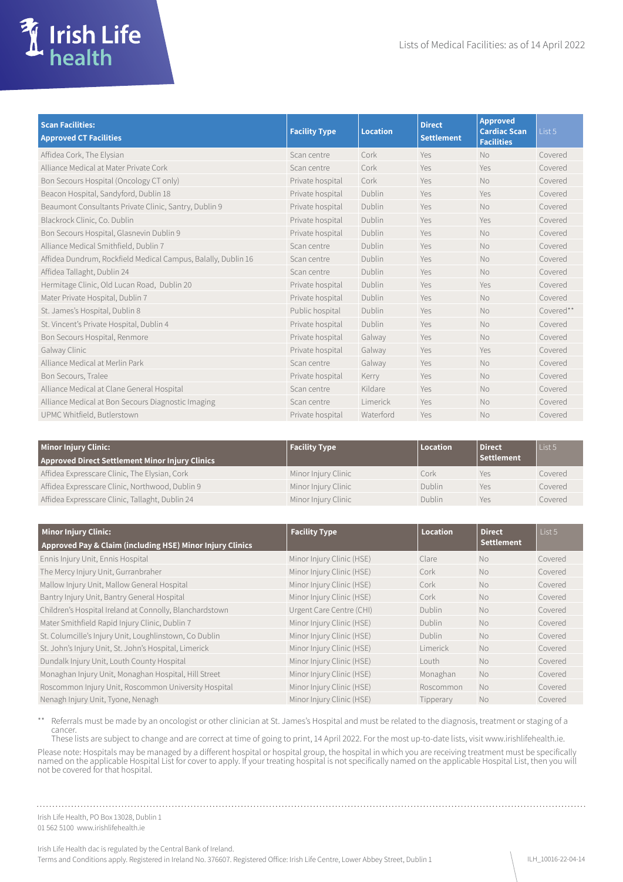Lists of Medical Facilities: as of 14 April 2022

| Scan Facilities: Approved CT Facilities | Facility Type | Location | Direct Settlement | Approved Cardiac Scan Facilities | List 5 |
|---|---|---|---|---|---|
| Affidea Cork, The Elysian | Scan centre | Cork | Yes | No | Covered |
| Alliance Medical at Mater Private Cork | Scan centre | Cork | Yes | Yes | Covered |
| Bon Secours Hospital (Oncology CT only) | Private hospital | Cork | Yes | No | Covered |
| Beacon Hospital, Sandyford, Dublin 18 | Private hospital | Dublin | Yes | Yes | Covered |
| Beaumont Consultants Private Clinic, Santry, Dublin 9 | Private hospital | Dublin | Yes | No | Covered |
| Blackrock Clinic, Co. Dublin | Private hospital | Dublin | Yes | Yes | Covered |
| Bon Secours Hospital, Glasnevin Dublin 9 | Private hospital | Dublin | Yes | No | Covered |
| Alliance Medical Smithfield, Dublin 7 | Scan centre | Dublin | Yes | No | Covered |
| Affidea Dundrum, Rockfield Medical Campus, Balally, Dublin 16 | Scan centre | Dublin | Yes | No | Covered |
| Affidea Tallaght, Dublin 24 | Scan centre | Dublin | Yes | No | Covered |
| Hermitage Clinic, Old Lucan Road, Dublin 20 | Private hospital | Dublin | Yes | Yes | Covered |
| Mater Private Hospital, Dublin 7 | Private hospital | Dublin | Yes | No | Covered |
| St. James's Hospital, Dublin 8 | Public hospital | Dublin | Yes | No | Covered** |
| St. Vincent's Private Hospital, Dublin 4 | Private hospital | Dublin | Yes | No | Covered |
| Bon Secours Hospital, Renmore | Private hospital | Galway | Yes | No | Covered |
| Galway Clinic | Private hospital | Galway | Yes | Yes | Covered |
| Alliance Medical at Merlin Park | Scan centre | Galway | Yes | No | Covered |
| Bon Secours, Tralee | Private hospital | Kerry | Yes | No | Covered |
| Alliance Medical at Clane General Hospital | Scan centre | Kildare | Yes | No | Covered |
| Alliance Medical at Bon Secours Diagnostic Imaging | Scan centre | Limerick | Yes | No | Covered |
| UPMC Whitfield, Butlerstown | Private hospital | Waterford | Yes | No | Covered |

| Minor Injury Clinic: Approved Direct Settlement Minor Injury Clinics | Facility Type | Location | Direct Settlement | List 5 |
|---|---|---|---|---|
| Affidea Expresscare Clinic, The Elysian, Cork | Minor Injury Clinic | Cork | Yes | Covered |
| Affidea Expresscare Clinic, Northwood, Dublin 9 | Minor Injury Clinic | Dublin | Yes | Covered |
| Affidea Expresscare Clinic, Tallaght, Dublin 24 | Minor Injury Clinic | Dublin | Yes | Covered |

| Minor Injury Clinic: Approved Pay & Claim (including HSE) Minor Injury Clinics | Facility Type | Location | Direct Settlement | List 5 |
|---|---|---|---|---|
| Ennis Injury Unit, Ennis Hospital | Minor Injury Clinic (HSE) | Clare | No | Covered |
| The Mercy Injury Unit, Gurranbraher | Minor Injury Clinic (HSE) | Cork | No | Covered |
| Mallow Injury Unit, Mallow General Hospital | Minor Injury Clinic (HSE) | Cork | No | Covered |
| Bantry Injury Unit, Bantry General Hospital | Minor Injury Clinic (HSE) | Cork | No | Covered |
| Children's Hospital Ireland at Connolly, Blanchardstown | Urgent Care Centre (CHI) | Dublin | No | Covered |
| Mater Smithfield Rapid Injury Clinic, Dublin 7 | Minor Injury Clinic (HSE) | Dublin | No | Covered |
| St. Columcille's Injury Unit, Loughlinstown, Co Dublin | Minor Injury Clinic (HSE) | Dublin | No | Covered |
| St. John's Injury Unit, St. John's Hospital, Limerick | Minor Injury Clinic (HSE) | Limerick | No | Covered |
| Dundalk Injury Unit, Louth County Hospital | Minor Injury Clinic (HSE) | Louth | No | Covered |
| Monaghan Injury Unit, Monaghan Hospital, Hill Street | Minor Injury Clinic (HSE) | Monaghan | No | Covered |
| Roscommon Injury Unit, Roscommon University Hospital | Minor Injury Clinic (HSE) | Roscommon | No | Covered |
| Nenagh Injury Unit, Tyone, Nenagh | Minor Injury Clinic (HSE) | Tipperary | No | Covered |

** Referrals must be made by an oncologist or other clinician at St. James's Hospital and must be related to the diagnosis, treatment or staging of a cancer.
These lists are subject to change and are correct at time of going to print, 14 April 2022. For the most up-to-date lists, visit www.irishlifehealth.ie.

Please note: Hospitals may be managed by a different hospital or hospital group, the hospital in which you are receiving treatment must be specifically named on the applicable Hospital List for cover to apply. If your treating hospital is not specifically named on the applicable Hospital List, then you will not be covered for that hospital.

Irish Life Health, PO Box 13028, Dublin 1
01 562 5100 www.irishlifehealth.ie

Irish Life Health dac is regulated by the Central Bank of Ireland.
Terms and Conditions apply. Registered in Ireland No. 376607. Registered Office: Irish Life Centre, Lower Abbey Street, Dublin 1

ILH_10016-22-04-14